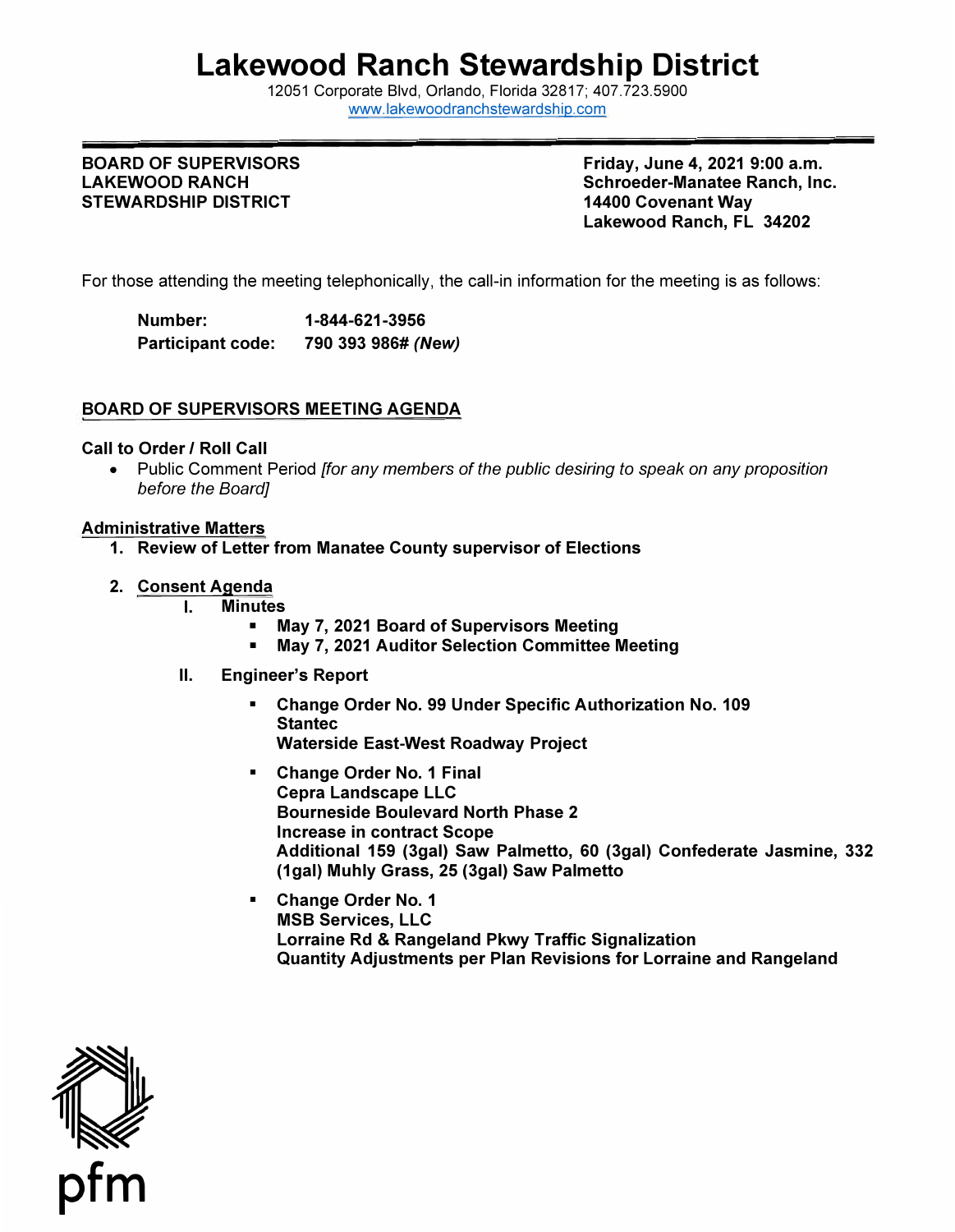# Lakewood Ranch Stewardship District

12051 Corporate Blvd, Orlando, Florida 32817; 407.723.5900
www.lakewoodranchstewardship.com

**BOARD OF SUPERVISORS**
**LAKEWOOD RANCH**
**STEWARDSHIP DISTRICT**

**Friday, June 4, 2021 9:00 a.m.**
**Schroeder-Manatee Ranch, Inc.**
**14400 Covenant Way**
**Lakewood Ranch, FL 34202**

For those attending the meeting telephonically, the call-in information for the meeting is as follows:

**Number:** **1-844-621-3956**
**Participant code:** **790 393 986#** ***(New)***

## BOARD OF SUPERVISORS MEETING AGENDA

**Call to Order / Roll Call**

- Public Comment Period *[for any members of the public desiring to speak on any proposition before the Board]*

**Administrative Matters**

1. **Review of Letter from Manatee County supervisor of Elections**

2. **Consent Agenda**
   - **I. Minutes**
     - **May 7, 2021 Board of Supervisors Meeting**
     - **May 7, 2021 Auditor Selection Committee Meeting**
   - **II. Engineer's Report**
     - **Change Order No. 99 Under Specific Authorization No. 109**
       **Stantec**
       **Waterside East-West Roadway Project**
     - **Change Order No. 1 Final**
       **Cepra Landscape LLC**
       **Bourneside Boulevard North Phase 2**
       **Increase in contract Scope**
       **Additional 159 (3gal) Saw Palmetto, 60 (3gal) Confederate Jasmine, 332 (1gal) Muhly Grass, 25 (3gal) Saw Palmetto**
     - **Change Order No. 1**
       **MSB Services, LLC**
       **Lorraine Rd & Rangeland Pkwy Traffic Signalization**
       **Quantity Adjustments per Plan Revisions for Lorraine and Rangeland**

pfm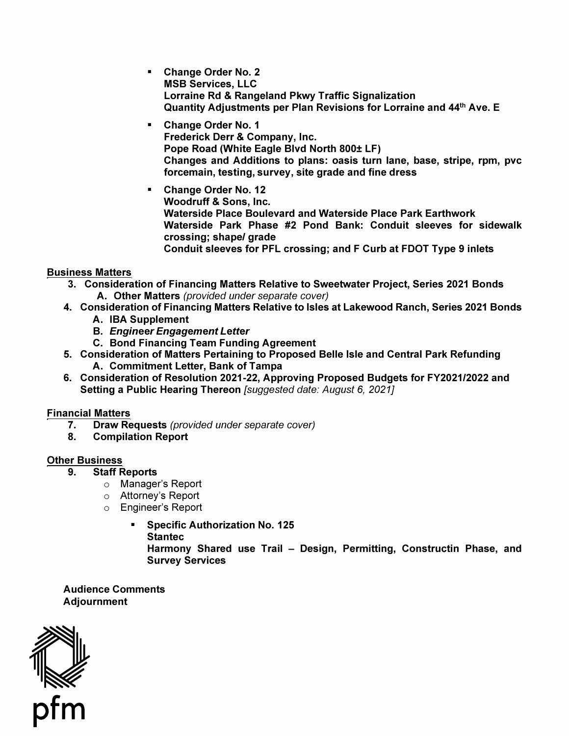- **Change Order No. 2**
  **MSB Services, LLC**
  **Lorraine Rd & Rangeland Pkwy Traffic Signalization**
  **Quantity Adjustments per Plan Revisions for Lorraine and 44th Ave. E**

- **Change Order No. 1**
  **Frederick Derr & Company, Inc.**
  **Pope Road (White Eagle Blvd North 800± LF)**
  **Changes and Additions to plans: oasis turn lane, base, stripe, rpm, pvc forcemain, testing, survey, site grade and fine dress**

- **Change Order No. 12**
  **Woodruff & Sons, Inc.**
  **Waterside Place Boulevard and Waterside Place Park Earthwork**
  **Waterside Park Phase #2 Pond Bank: Conduit sleeves for sidewalk crossing; shape/ grade**
  **Conduit sleeves for PFL crossing; and F Curb at FDOT Type 9 inlets**

**Business Matters**

3. **Consideration of Financing Matters Relative to Sweetwater Project, Series 2021 Bonds**
   A. **Other Matters** *(provided under separate cover)*
4. **Consideration of Financing Matters Relative to Isles at Lakewood Ranch, Series 2021 Bonds**
   A. **IBA Supplement**
   B. ***Engineer Engagement Letter***
   C. **Bond Financing Team Funding Agreement**
5. **Consideration of Matters Pertaining to Proposed Belle Isle and Central Park Refunding**
   A. **Commitment Letter, Bank of Tampa**
6. **Consideration of Resolution 2021-22, Approving Proposed Budgets for FY2021/2022 and Setting a Public Hearing Thereon** *[suggested date: August 6, 2021]*

**Financial Matters**

7. **Draw Requests** *(provided under separate cover)*
8. **Compilation Report**

**Other Business**

9. **Staff Reports**
   - Manager's Report
   - Attorney's Report
   - Engineer's Report
     - **Specific Authorization No. 125**
       **Stantec**
       **Harmony Shared use Trail – Design, Permitting, Constructin Phase, and Survey Services**

**Audience Comments**
**Adjournment**